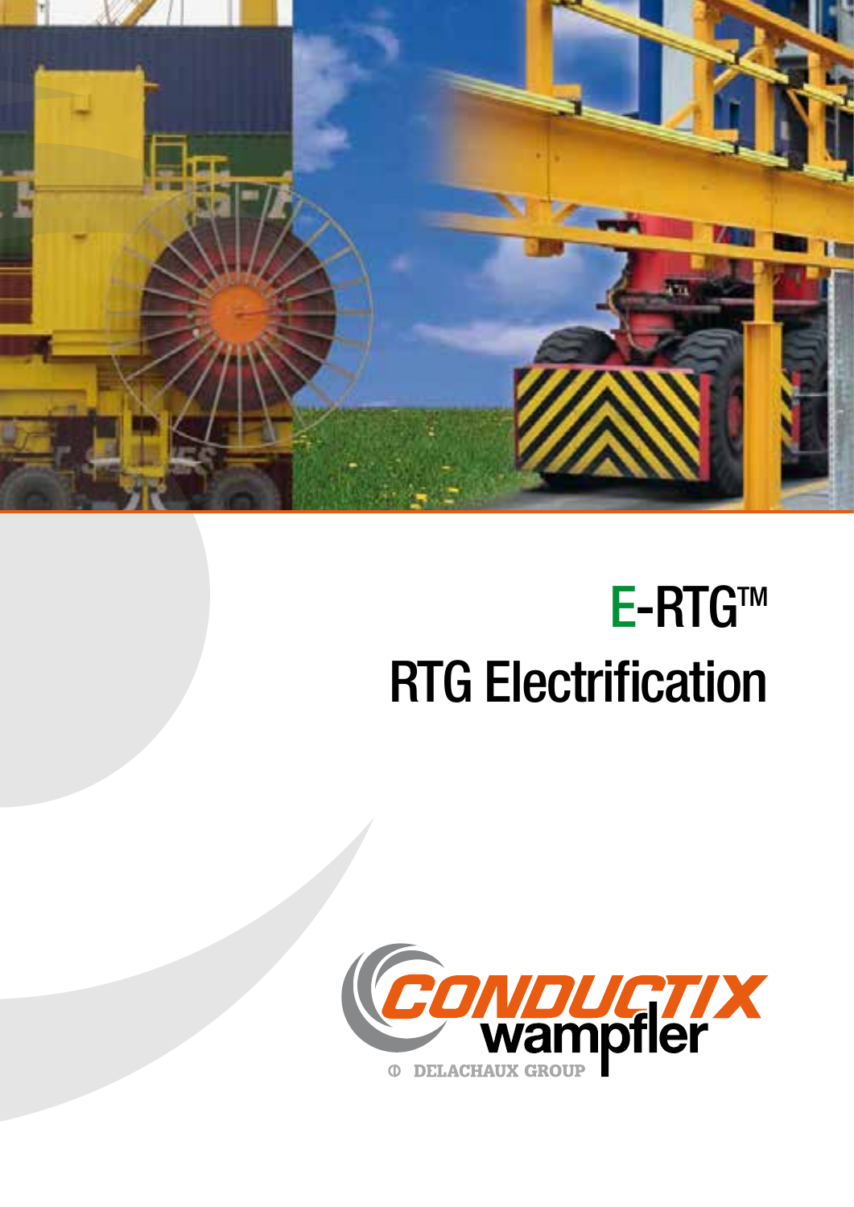# E-RTG™
# RTG Electrification

CONDUCTIX wampfler

DELACHAUX GROUP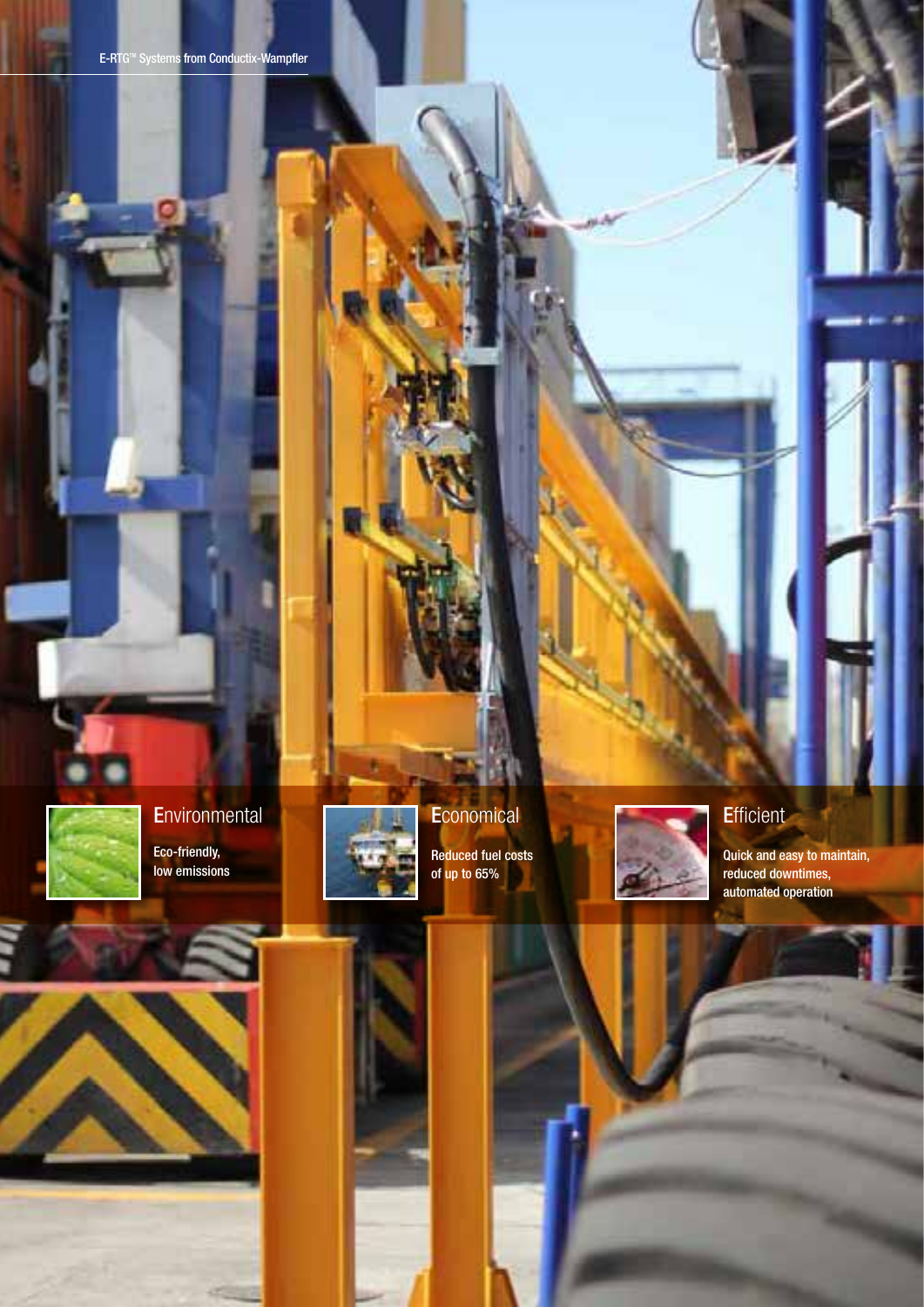### Environmental

Eco-friendly,
low emissions

### Economical

Reduced fuel costs
of up to 65%

### Efficient

Quick and easy to maintain,
reduced downtimes,
automated operation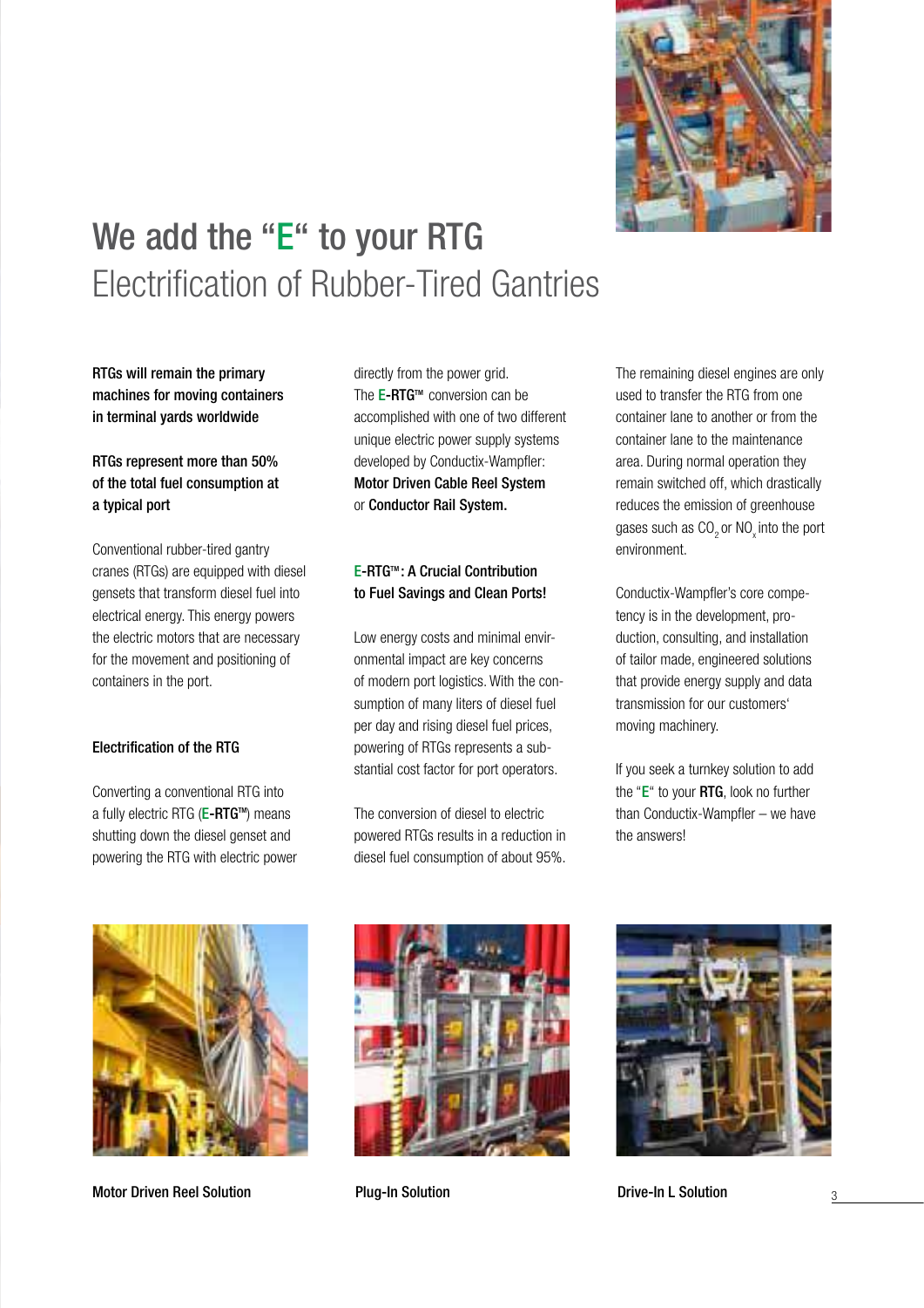# We add the "E" to your RTG

## Electrification of Rubber-Tired Gantries

**RTGs will remain the primary machines for moving containers in terminal yards worldwide**

**RTGs represent more than 50% of the total fuel consumption at a typical port**

Conventional rubber-tired gantry cranes (RTGs) are equipped with diesel gensets that transform diesel fuel into electrical energy. This energy powers the electric motors that are necessary for the movement and positioning of containers in the port.

### Electrification of the RTG

Converting a conventional RTG into a fully electric RTG (**E-RTG™**) means shutting down the diesel genset and powering the RTG with electric power directly from the power grid. The **E-RTG™** conversion can be accomplished with one of two different unique electric power supply systems developed by Conductix-Wampfler: **Motor Driven Cable Reel System** or **Conductor Rail System.**

### E-RTG™: A Crucial Contribution to Fuel Savings and Clean Ports!

Low energy costs and minimal environmental impact are key concerns of modern port logistics. With the consumption of many liters of diesel fuel per day and rising diesel fuel prices, powering of RTGs represents a substantial cost factor for port operators.

The conversion of diesel to electric powered RTGs results in a reduction in diesel fuel consumption of about 95%.

The remaining diesel engines are only used to transfer the RTG from one container lane to another or from the container lane to the maintenance area. During normal operation they remain switched off, which drastically reduces the emission of greenhouse gases such as $CO_2$ or $NO_x$ into the port environment.

Conductix-Wampfler's core competency is in the development, production, consulting, and installation of tailor made, engineered solutions that provide energy supply and data transmission for our customers' moving machinery.

If you seek a turnkey solution to add the "E" to your **RTG**, look no further than Conductix-Wampfler – we have the answers!

Motor Driven Reel Solution

Plug-In Solution

Drive-In L Solution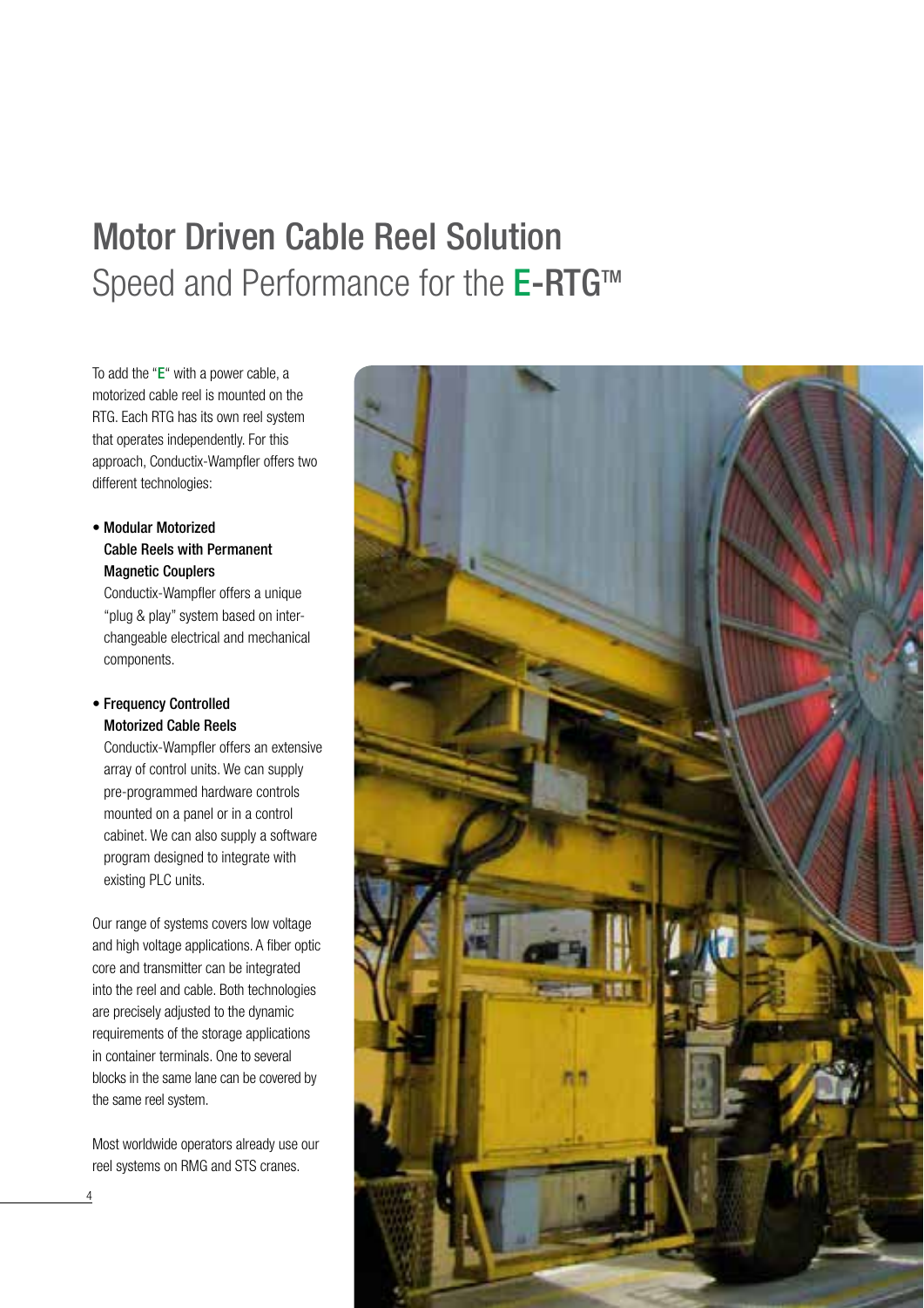# Motor Driven Cable Reel Solution

## Speed and Performance for the E-RTG™

To add the "E" with a power cable, a motorized cable reel is mounted on the RTG. Each RTG has its own reel system that operates independently. For this approach, Conductix-Wampfler offers two different technologies:

- **Modular Motorized Cable Reels with Permanent Magnetic Couplers**
  Conductix-Wampfler offers a unique "plug & play" system based on inter-changeable electrical and mechanical components.

- **Frequency Controlled Motorized Cable Reels**
  Conductix-Wampfler offers an extensive array of control units. We can supply pre-programmed hardware controls mounted on a panel or in a control cabinet. We can also supply a software program designed to integrate with existing PLC units.

Our range of systems covers low voltage and high voltage applications. A fiber optic core and transmitter can be integrated into the reel and cable. Both technologies are precisely adjusted to the dynamic requirements of the storage applications in container terminals. One to several blocks in the same lane can be covered by the same reel system.

Most worldwide operators already use our reel systems on RMG and STS cranes.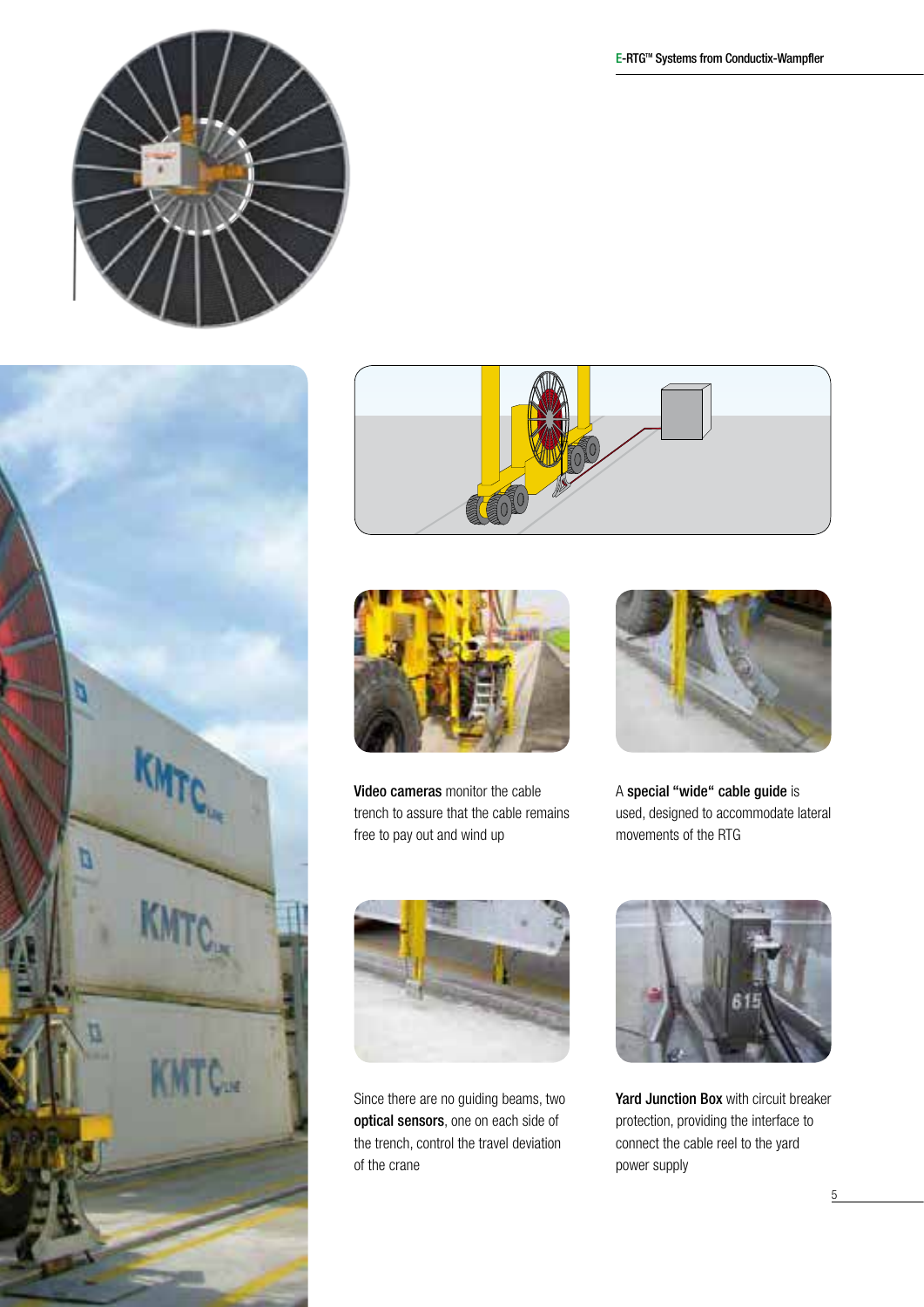**Video cameras** monitor the cable trench to assure that the cable remains free to pay out and wind up

A **special "wide" cable guide** is used, designed to accommodate lateral movements of the RTG

Since there are no guiding beams, two **optical sensors**, one on each side of the trench, control the travel deviation of the crane

**Yard Junction Box** with circuit breaker protection, providing the interface to connect the cable reel to the yard power supply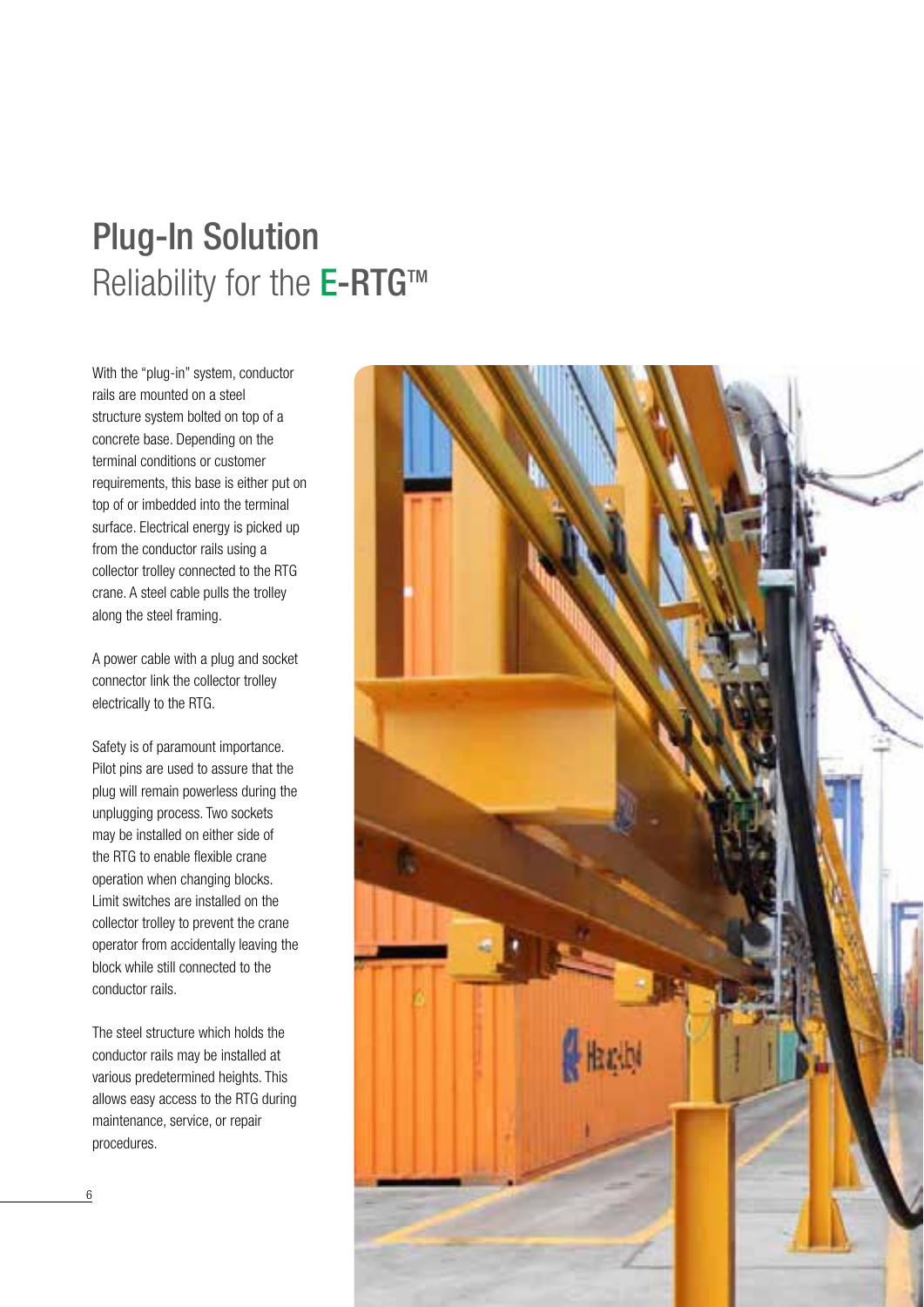# Plug-In Solution

## Reliability for the E-RTG™

With the "plug-in" system, conductor rails are mounted on a steel structure system bolted on top of a concrete base. Depending on the terminal conditions or customer requirements, this base is either put on top of or imbedded into the terminal surface. Electrical energy is picked up from the conductor rails using a collector trolley connected to the RTG crane. A steel cable pulls the trolley along the steel framing.

A power cable with a plug and socket connector link the collector trolley electrically to the RTG.

Safety is of paramount importance. Pilot pins are used to assure that the plug will remain powerless during the unplugging process. Two sockets may be installed on either side of the RTG to enable flexible crane operation when changing blocks. Limit switches are installed on the collector trolley to prevent the crane operator from accidentally leaving the block while still connected to the conductor rails.

The steel structure which holds the conductor rails may be installed at various predetermined heights. This allows easy access to the RTG during maintenance, service, or repair procedures.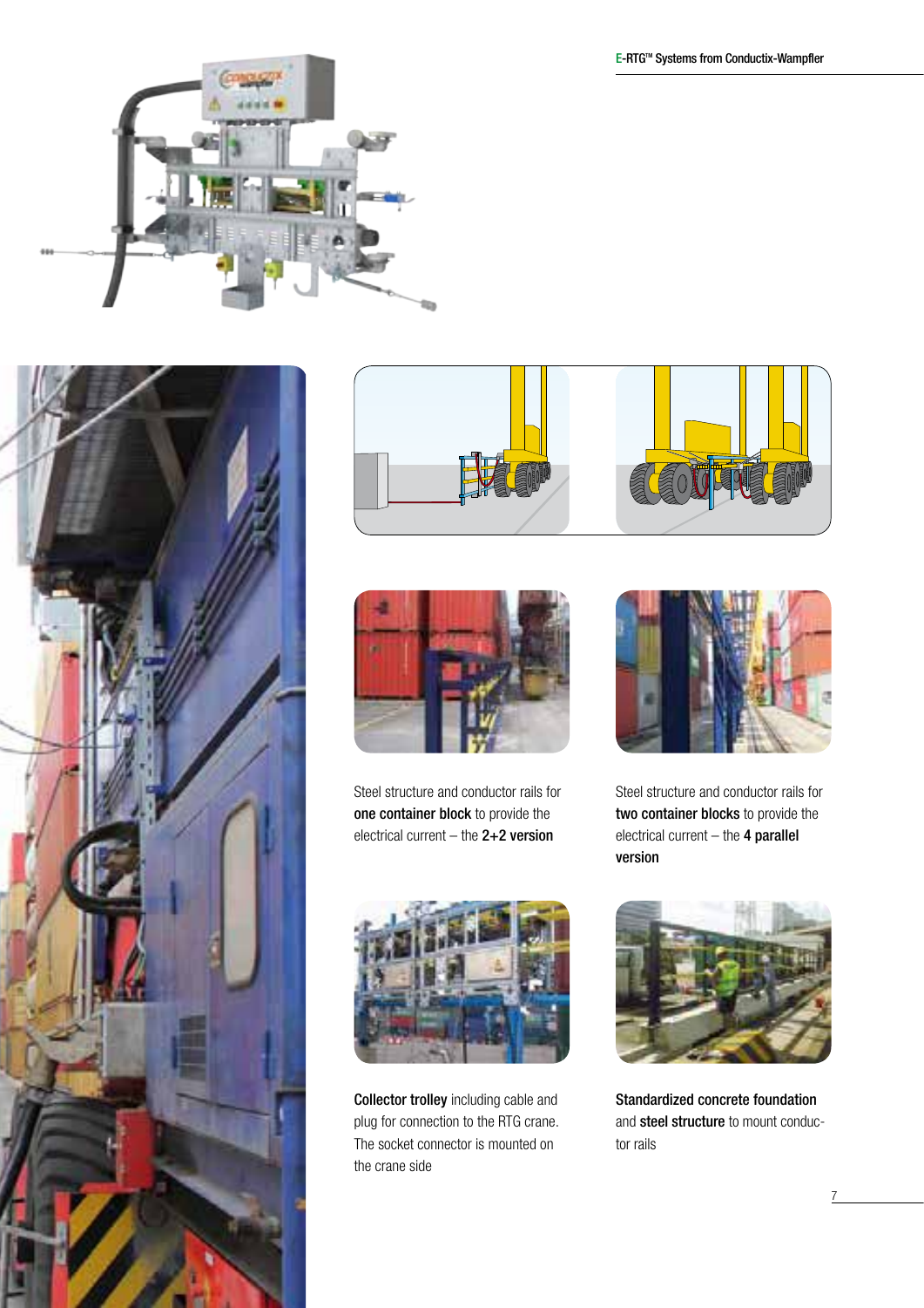Steel structure and conductor rails for **one container block** to provide the electrical current – the **2+2 version**

Steel structure and conductor rails for **two container blocks** to provide the electrical current – the **4 parallel version**

**Collector trolley** including cable and plug for connection to the RTG crane. The socket connector is mounted on the crane side

**Standardized concrete foundation** and **steel structure** to mount conductor rails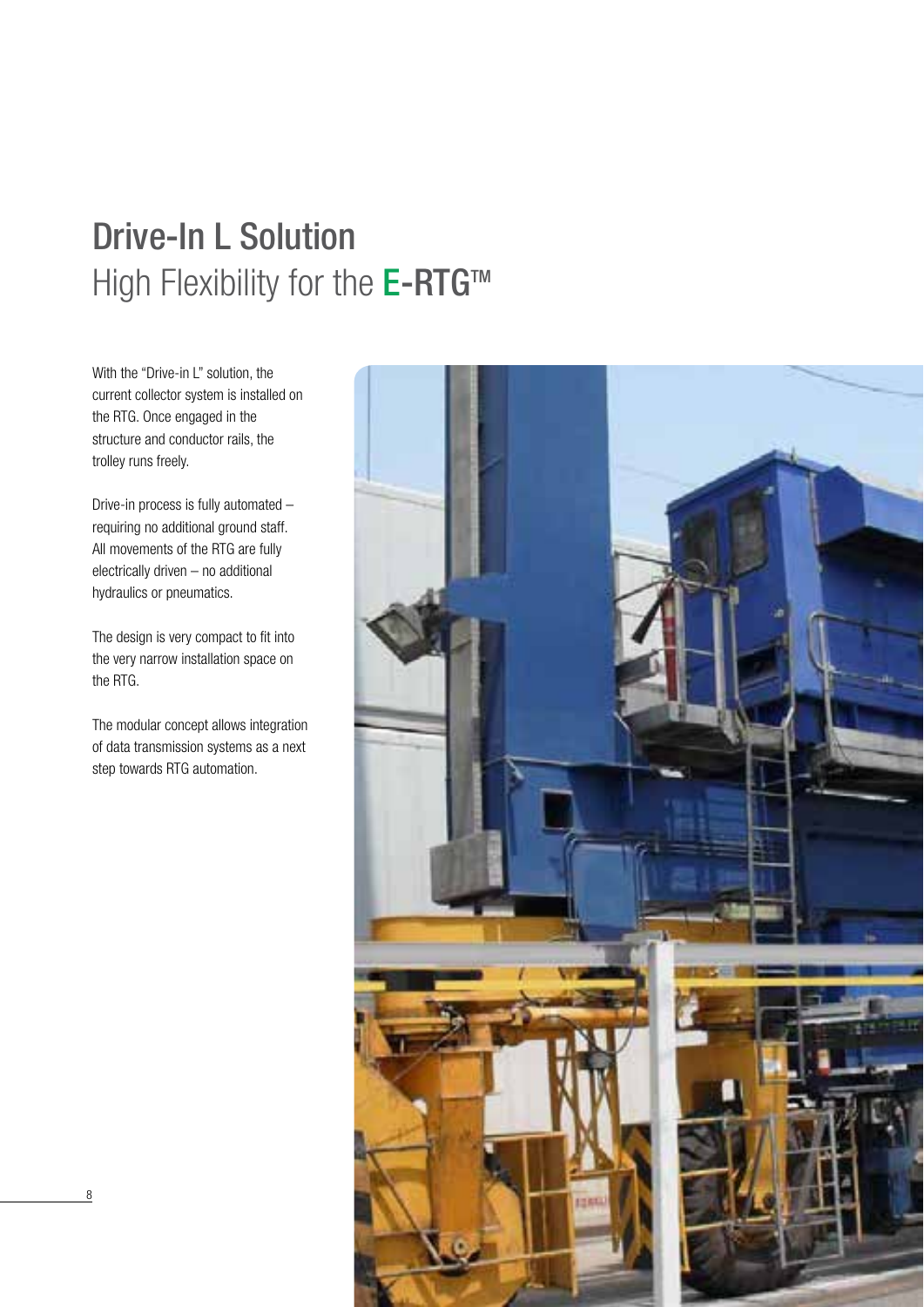# Drive-In L Solution

## High Flexibility for the E-RTG™

With the "Drive-in L" solution, the current collector system is installed on the RTG. Once engaged in the structure and conductor rails, the trolley runs freely.

Drive-in process is fully automated – requiring no additional ground staff. All movements of the RTG are fully electrically driven – no additional hydraulics or pneumatics.

The design is very compact to fit into the very narrow installation space on the RTG.

The modular concept allows integration of data transmission systems as a next step towards RTG automation.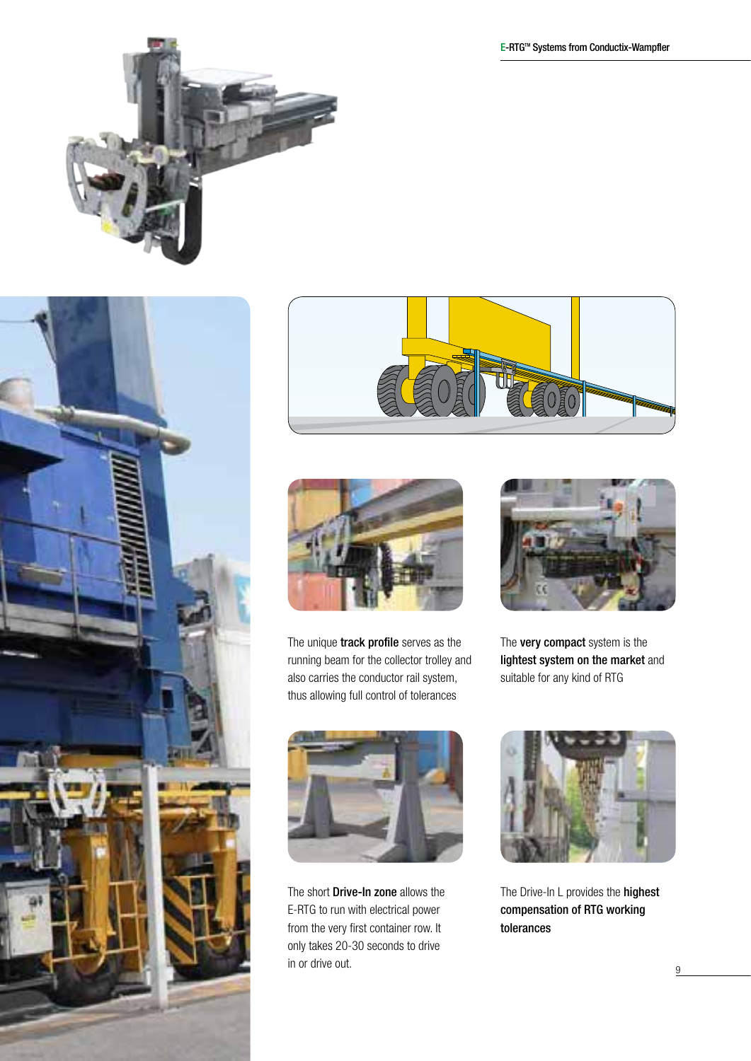The unique **track profile** serves as the running beam for the collector trolley and also carries the conductor rail system, thus allowing full control of tolerances

The **very compact** system is the **lightest system on the market** and suitable for any kind of RTG

The short **Drive-In zone** allows the E-RTG to run with electrical power from the very first container row. It only takes 20-30 seconds to drive in or drive out.

The Drive-In L provides the **highest compensation of RTG working tolerances**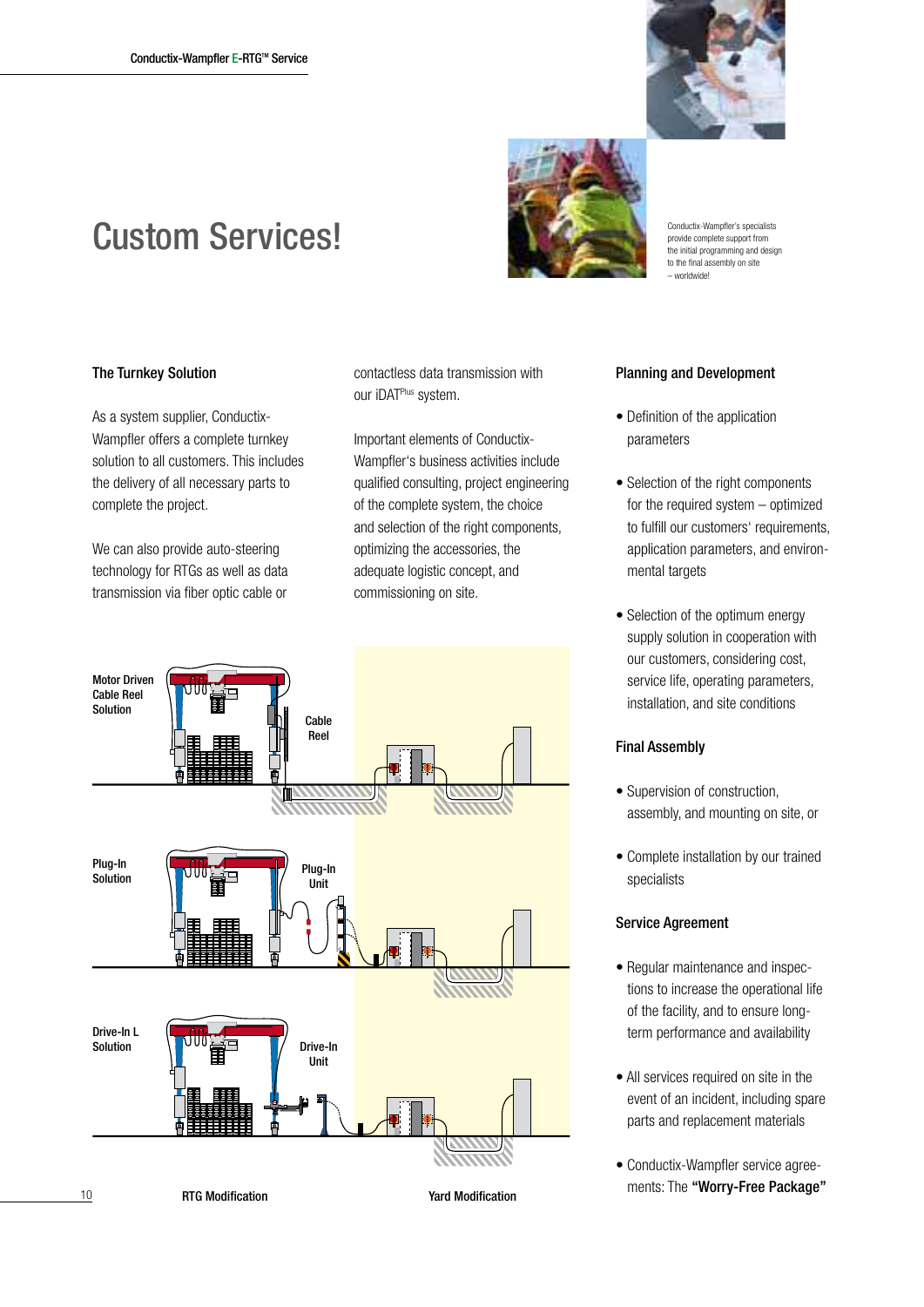# Custom Services!

Conductix-Wampfler's specialists provide complete support from the initial programming and design to the final assembly on site – worldwide!

## The Turnkey Solution

As a system supplier, Conductix-Wampfler offers a complete turnkey solution to all customers. This includes the delivery of all necessary parts to complete the project.

We can also provide auto-steering technology for RTGs as well as data transmission via fiber optic cable or contactless data transmission with our iDAT[Plus] system.

Important elements of Conductix-Wampfler's business activities include qualified consulting, project engineering of the complete system, the choice and selection of the right components, optimizing the accessories, the adequate logistic concept, and commissioning on site.

Motor Driven Cable Reel Solution

Cable Reel

Plug-In Solution

Plug-In Unit

Drive-In L Solution

Drive-In Unit

RTG Modification

Yard Modification

## Planning and Development

- Definition of the application parameters
- Selection of the right components for the required system – optimized to fulfill our customers' requirements, application parameters, and environmental targets
- Selection of the optimum energy supply solution in cooperation with our customers, considering cost, service life, operating parameters, installation, and site conditions

## Final Assembly

- Supervision of construction, assembly, and mounting on site, or
- Complete installation by our trained specialists

## Service Agreement

- Regular maintenance and inspections to increase the operational life of the facility, and to ensure long-term performance and availability
- All services required on site in the event of an incident, including spare parts and replacement materials
- Conductix-Wampfler service agreements: The **"Worry-Free Package"**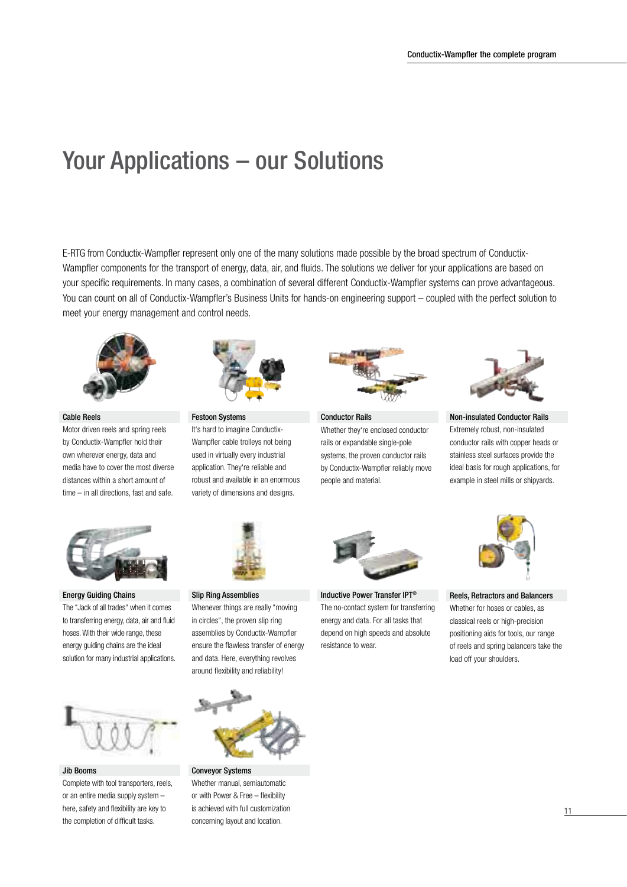# Your Applications – our Solutions

E-RTG from Conductix-Wampfler represent only one of the many solutions made possible by the broad spectrum of Conductix-Wampfler components for the transport of energy, data, air, and fluids. The solutions we deliver for your applications are based on your specific requirements. In many cases, a combination of several different Conductix-Wampfler systems can prove advantageous. You can count on all of Conductix-Wampfler's Business Units for hands-on engineering support – coupled with the perfect solution to meet your energy management and control needs.

### Cable Reels

Motor driven reels and spring reels by Conductix-Wampfler hold their own wherever energy, data and media have to cover the most diverse distances within a short amount of time – in all directions, fast and safe.

### Festoon Systems

It's hard to imagine Conductix-Wampfler cable trolleys not being used in virtually every industrial application. They're reliable and robust and available in an enormous variety of dimensions and designs.

### Conductor Rails

Whether they're enclosed conductor rails or expandable single-pole systems, the proven conductor rails by Conductix-Wampfler reliably move people and material.

### Non-insulated Conductor Rails

Extremely robust, non-insulated conductor rails with copper heads or stainless steel surfaces provide the ideal basis for rough applications, for example in steel mills or shipyards.

### Energy Guiding Chains

The "Jack of all trades" when it comes to transferring energy, data, air and fluid hoses. With their wide range, these energy guiding chains are the ideal solution for many industrial applications.

### Slip Ring Assemblies

Whenever things are really "moving in circles", the proven slip ring assemblies by Conductix-Wampfler ensure the flawless transfer of energy and data. Here, everything revolves around flexibility and reliability!

### Inductive Power Transfer IPT®

The no-contact system for transferring energy and data. For all tasks that depend on high speeds and absolute resistance to wear.

### Reels, Retractors and Balancers

Whether for hoses or cables, as classical reels or high-precision positioning aids for tools, our range of reels and spring balancers take the load off your shoulders.

### Jib Booms

Complete with tool transporters, reels, or an entire media supply system – here, safety and flexibility are key to the completion of difficult tasks.

### Conveyor Systems

Whether manual, semiautomatic or with Power & Free – flexibility is achieved with full customization concerning layout and location.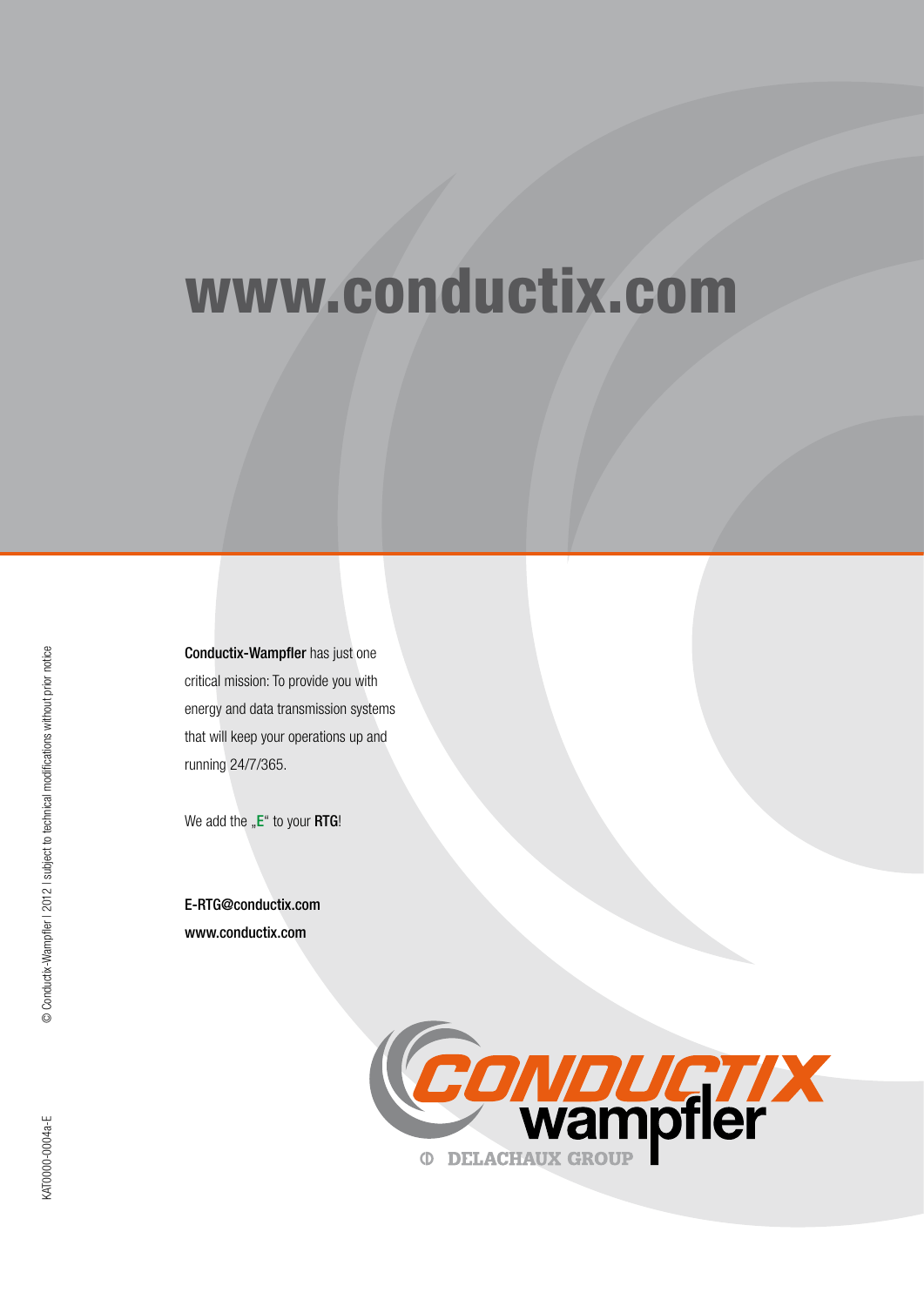# www.conductix.com

**Conductix-Wampfler** has just one critical mission: To provide you with energy and data transmission systems that will keep your operations up and running 24/7/365.

We add the „**E**" to your **RTG**!

E-RTG@conductix.com
www.conductix.com

CONDUCTIX wampfler
DELACHAUX GROUP

© Conductix-Wampfler | 2012 | subject to technical modifications without prior notice

KAT0000-0004a-E